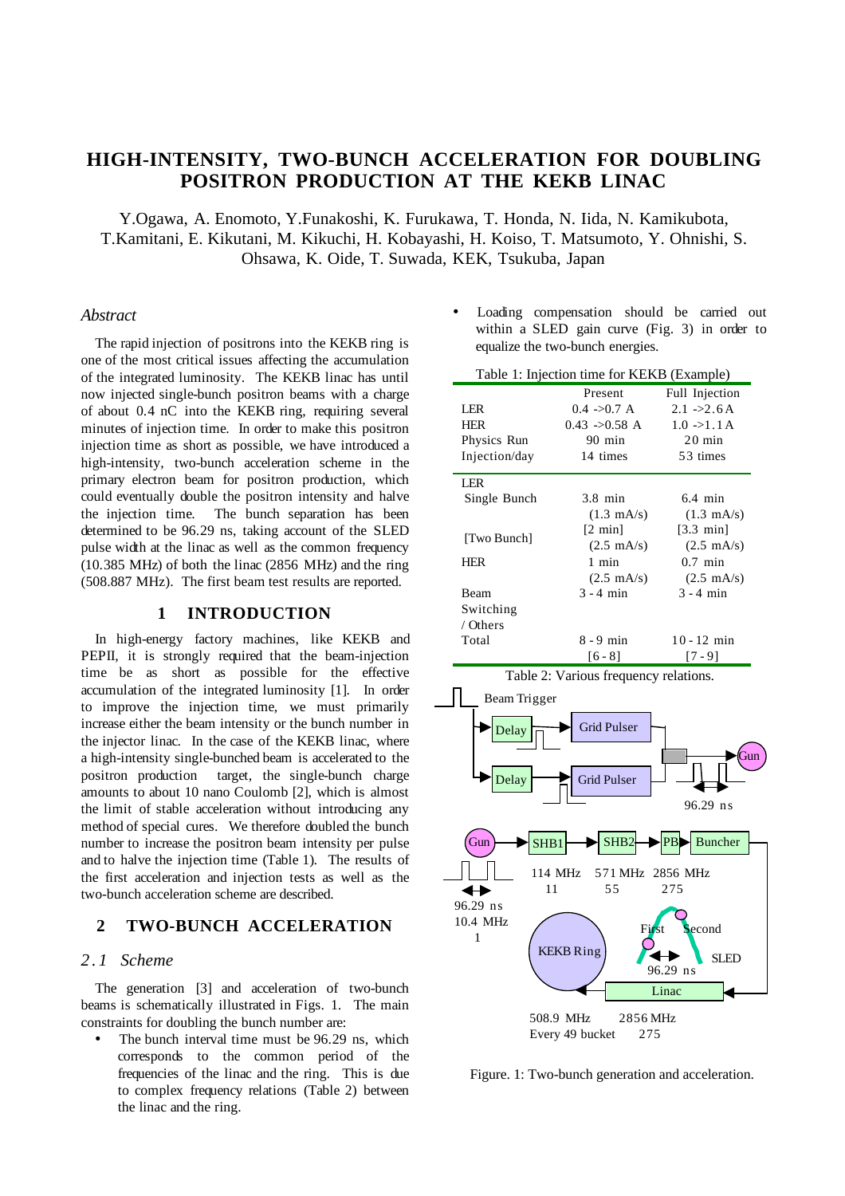# HIGH-INTENSITY, TWO-BUNCH ACCELERATION FOR DOUBLING POSITRON PRODUCTION AT THE KEKB LINAC

Y.Ogawa, A. Enomoto, Y.Funakoshi, K. Furukawa, T. Honda, N. Iida, N. Kamikubota, T.Kamitani, E. Kikutani, M. Kikuchi, H. Kobayashi, H. Koiso, T. Matsumoto, Y. Ohnishi, S. Ohsawa, K. Oide, T. Suwada, KEK, Tsukuba, Japan

## *Abstract*

The rapid injection of positrons into the KEKB ring is one of the most critical issues affecting the accumulation of the integrated luminosity. The KEKB linac has until now injected single-bunch positron beams with a charge of about 0.4 nC into the KEKB ring, requiring several minutes of injection time. In order to make this positron injection time as short as possible, we have introduced a high-intensity, two-bunch acceleration scheme in the primary electron beam for positron production, which could eventually double the positron intensity and halve the injection time. The bunch separation has been determined to be 96.29 ns, taking account of the SLED pulse width at the linac as well as the common frequency (10.385 MHz) of both the linac (2856 MHz) and the ring (508.887 MHz). The first beam test results are reported.

## 1 INTRODUCTION

In high-energy factory machines, like KEKB and PEPII, it is strongly required that the beam-injection time be as short as possible for the effective accumulation of the integrated luminosity [1]. In order to improve the injection time, we must primarily increase either the beam intensity or the bunch number in the injector linac. In the case of the KEKB linac, where a high-intensity single-bunched beam is accelerated to the positron production target, the single-bunch charge amounts to about 10 nano Coulomb [2], which is almost the limit of stable acceleration without introducing any method of special cures. We therefore doubled the bunch number to increase the positron beam intensity per pulse and to halve the injection time (Table 1). The results of the first acceleration and injection tests as well as the two-bunch acceleration scheme are described.

## 2 TWO-BUNCH ACCELERATION

### *2.1 Scheme*

The generation [3] and acceleration of two-bunch beams is schematically illustrated in Figs. 1. The main constraints for doubling the bunch number are:

- The bunch interval time must be 96.29 ns, which corresponds to the common period of the frequencies of the linac and the ring. This is due to complex frequency relations (Table 2) between the linac and the ring.
- Loading compensation should be carried out within a SLED gain curve (Fig. 3) in order to equalize the two-bunch energies.

Table 1: Injection time for KEKB (Example)

| | Present | Full Injection |
|---|---|---|
| LER | 0.4 ->0.7 A | 2.1 ->2.6 A |
| HER | 0.43 ->0.58 A | 1.0 ->1.1 A |
| Physics Run | 90 min | 20 min |
| Injection/day | 14 times | 53 times |
| LER | | |
| Single Bunch | 3.8 min (1.3 mA/s) | 6.4 min (1.3 mA/s) |
| [Two Bunch] | [2 min] (2.5 mA/s) | [3.3 min] (2.5 mA/s) |
| HER | 1 min (2.5 mA/s) | 0.7 min (2.5 mA/s) |
| Beam Switching / Others | 3 - 4 min | 3 - 4 min |
| Total | 8 - 9 min [6 - 8] | 10 - 12 min [7 - 9] |

Table 2: Various frequency relations.

Figure. 1: Two-bunch generation and acceleration.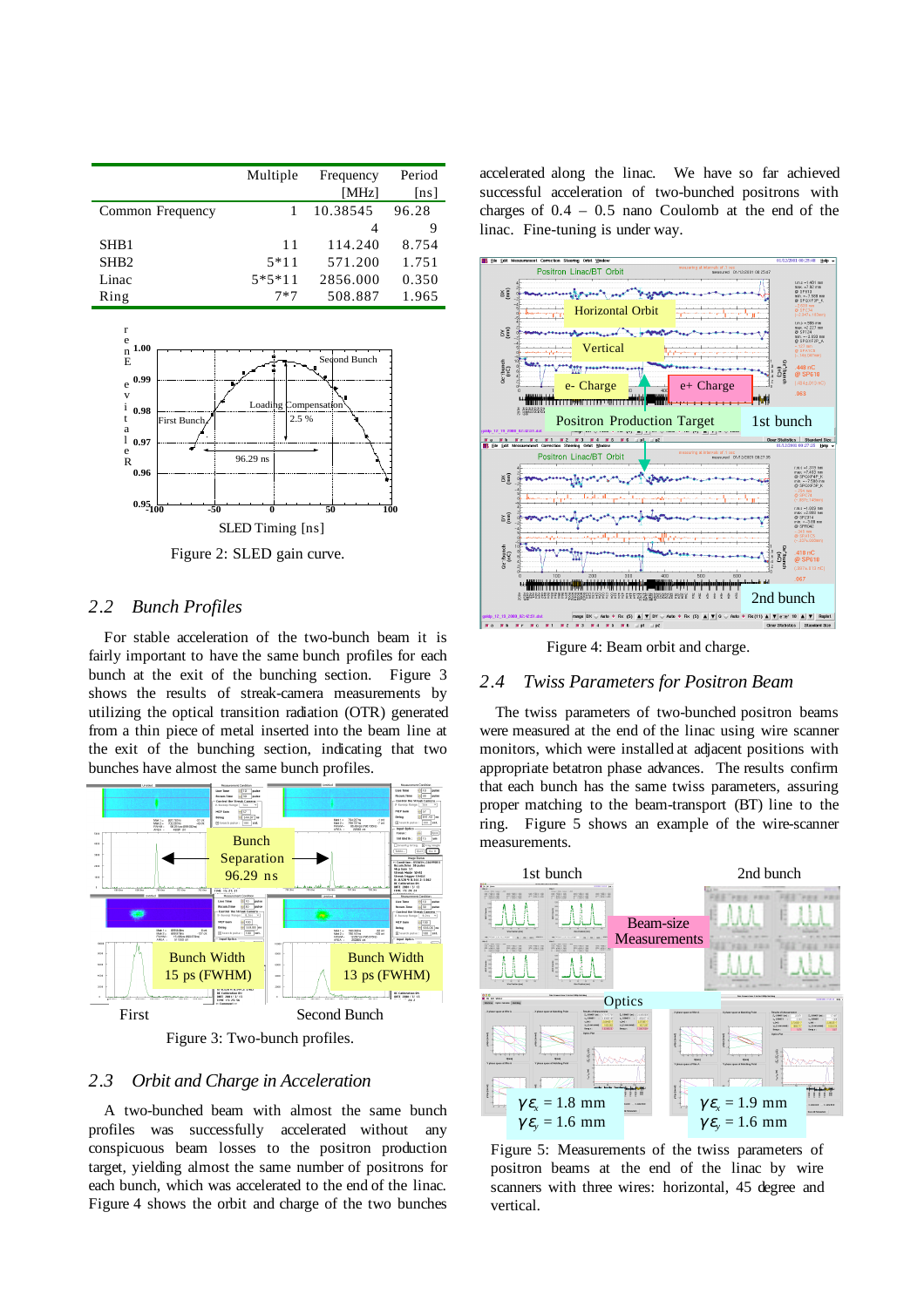|  | Multiple | Frequency [MHz] | Period [ns] |
|---|---|---|---|
| Common Frequency | 1 | 10.38545 4 | 96.28 9 |
| SHB1 | 11 | 114.240 | 8.754 |
| SHB2 | 5*11 | 571.200 | 1.751 |
| Linac | 5*5*11 | 2856.000 | 0.350 |
| Ring | 7*7 | 508.887 | 1.965 |

Figure 2: SLED gain curve.

## 2.2 Bunch Profiles

For stable acceleration of the two-bunch beam it is fairly important to have the same bunch profiles for each bunch at the exit of the bunching section. Figure 3 shows the results of streak-camera measurements by utilizing the optical transition radiation (OTR) generated from a thin piece of metal inserted into the beam line at the exit of the bunching section, indicating that two bunches have almost the same bunch profiles.

Figure 3: Two-bunch profiles.

## 2.3 Orbit and Charge in Acceleration

A two-bunched beam with almost the same bunch profiles was successfully accelerated without any conspicuous beam losses to the positron production target, yielding almost the same number of positrons for each bunch, which was accelerated to the end of the linac. Figure 4 shows the orbit and charge of the two bunches accelerated along the linac. We have so far achieved successful acceleration of two-bunched positrons with charges of 0.4 – 0.5 nano Coulomb at the end of the linac. Fine-tuning is under way.

Figure 4: Beam orbit and charge.

## 2.4 Twiss Parameters for Positron Beam

The twiss parameters of two-bunched positron beams were measured at the end of the linac using wire scanner monitors, which were installed at adjacent positions with appropriate betatron phase advances. The results confirm that each bunch has the same twiss parameters, assuring proper matching to the beam-transport (BT) line to the ring. Figure 5 shows an example of the wire-scanner measurements.

Figure 5: Measurements of the twiss parameters of positron beams at the end of the linac by wire scanners with three wires: horizontal, 45 degree and vertical.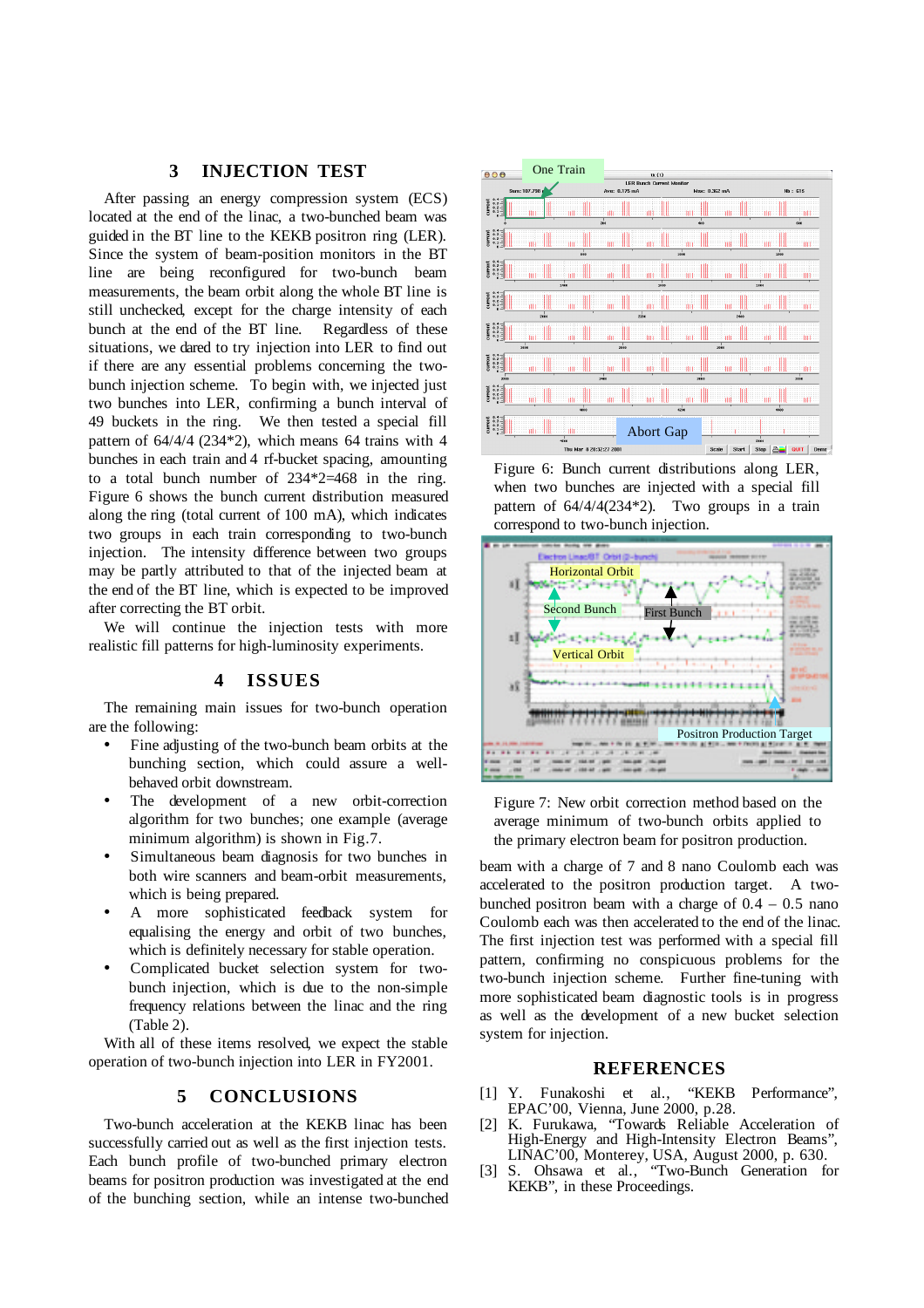## 3 INJECTION TEST

After passing an energy compression system (ECS) located at the end of the linac, a two-bunched beam was guided in the BT line to the KEKB positron ring (LER). Since the system of beam-position monitors in the BT line are being reconfigured for two-bunch beam measurements, the beam orbit along the whole BT line is still unchecked, except for the charge intensity of each bunch at the end of the BT line. Regardless of these situations, we dared to try injection into LER to find out if there are any essential problems concerning the two-bunch injection scheme. To begin with, we injected just two bunches into LER, confirming a bunch interval of 49 buckets in the ring. We then tested a special fill pattern of 64/4/4 (234*2), which means 64 trains with 4 bunches in each train and 4 rf-bucket spacing, amounting to a total bunch number of 234*2=468 in the ring. Figure 6 shows the bunch current distribution measured along the ring (total current of 100 mA), which indicates two groups in each train corresponding to two-bunch injection. The intensity difference between two groups may be partly attributed to that of the injected beam at the end of the BT line, which is expected to be improved after correcting the BT orbit.

We will continue the injection tests with more realistic fill patterns for high-luminosity experiments.

One Train

Abort Gap

Figure 6: Bunch current distributions along LER, when two bunches are injected with a special fill pattern of 64/4/4(234*2). Two groups in a train correspond to two-bunch injection.

Horizontal Orbit

Second Bunch

First Bunch

Vertical Orbit

Positron Production Target

Figure 7: New orbit correction method based on the average minimum of two-bunch orbits applied to the primary electron beam for positron production.

## 4 ISSUES

The remaining main issues for two-bunch operation are the following:

- Fine adjusting of the two-bunch beam orbits at the bunching section, which could assure a well-behaved orbit downstream.
- The development of a new orbit-correction algorithm for two bunches; one example (average minimum algorithm) is shown in Fig.7.
- Simultaneous beam diagnosis for two bunches in both wire scanners and beam-orbit measurements, which is being prepared.
- A more sophisticated feedback system for equalising the energy and orbit of two bunches, which is definitely necessary for stable operation.
- Complicated bucket selection system for two-bunch injection, which is due to the non-simple frequency relations between the linac and the ring (Table 2).

With all of these items resolved, we expect the stable operation of two-bunch injection into LER in FY2001.

## 5 CONCLUSIONS

Two-bunch acceleration at the KEKB linac has been successfully carried out as well as the first injection tests. Each bunch profile of two-bunched primary electron beams for positron production was investigated at the end of the bunching section, while an intense two-bunched beam with a charge of 7 and 8 nano Coulomb each was accelerated to the positron production target. A two-bunched positron beam with a charge of 0.4 – 0.5 nano Coulomb each was then accelerated to the end of the linac. The first injection test was performed with a special fill pattern, confirming no conspicuous problems for the two-bunch injection scheme. Further fine-tuning with more sophisticated beam diagnostic tools is in progress as well as the development of a new bucket selection system for injection.

## REFERENCES

[1] Y. Funakoshi et al., "KEKB Performance", EPAC'00, Vienna, June 2000, p.28.

[2] K. Furukawa, "Towards Reliable Acceleration of High-Energy and High-Intensity Electron Beams", LINAC'00, Monterey, USA, August 2000, p. 630.

[3] S. Ohsawa et al., "Two-Bunch Generation for KEKB", in these Proceedings.